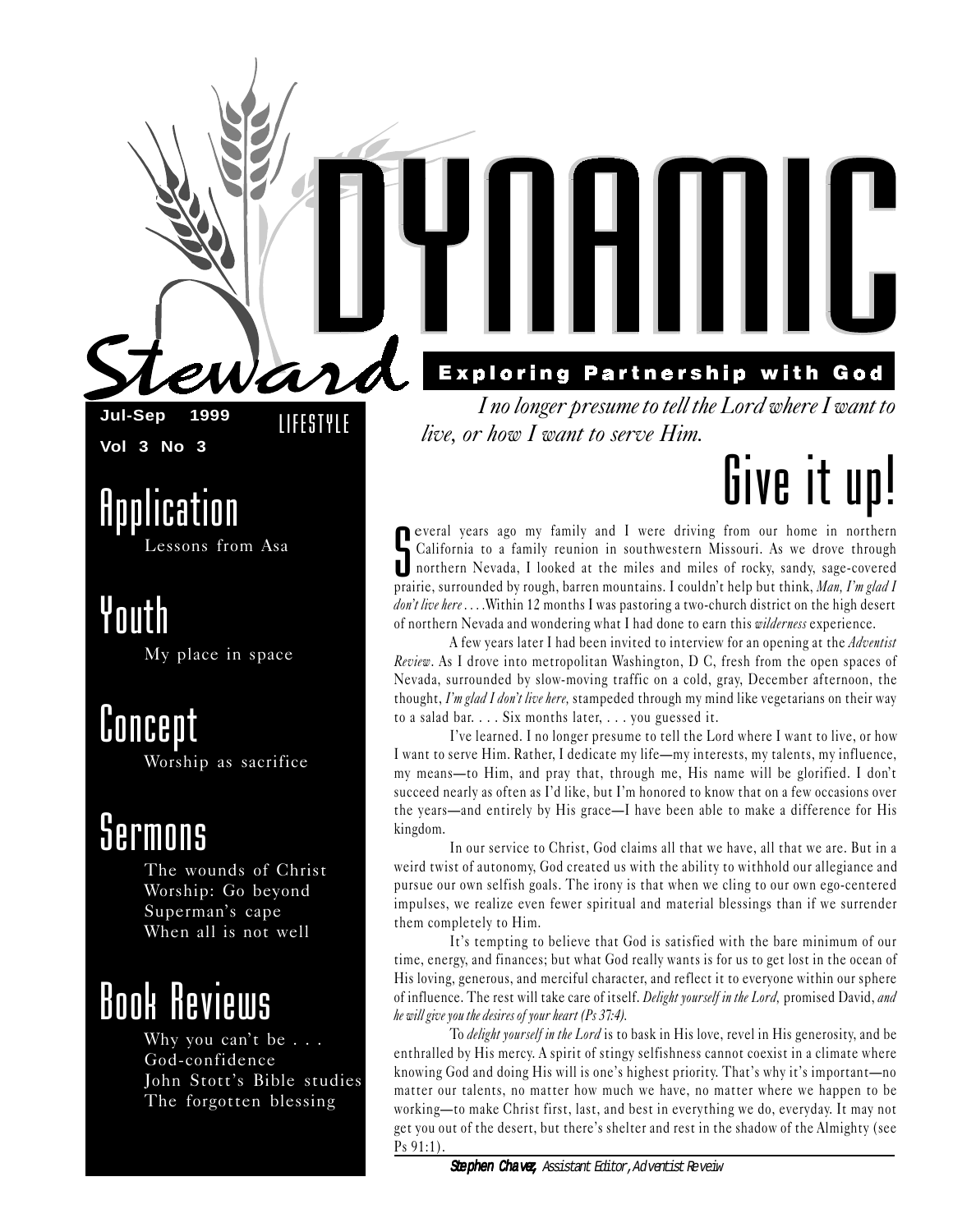# Steward DYNAMIC LIFESTYLE

**Exploring Partnership with God**

**Jul-Sep 1999**
**Vol 3 No 3**

## Application
Lessons from Asa

## Youth
My place in space

## Concept
Worship as sacrifice

## Sermons
The wounds of Christ
Worship: Go beyond
Superman's cape
When all is not well

## Book Reviews
Why you can't be . . .
God-confidence
John Stott's Bible studies
The forgotten blessing

*I no longer presume to tell the Lord where I want to live, or how I want to serve Him.*

# Give it up!

Several years ago my family and I were driving from our home in northern California to a family reunion in southwestern Missouri. As we drove through northern Nevada, I looked at the miles and miles of rocky, sandy, sage-covered prairie, surrounded by rough, barren mountains. I couldn't help but think, *Man, I'm glad I don't live here* . . . .Within 12 months I was pastoring a two-church district on the high desert of northern Nevada and wondering what I had done to earn this *wilderness* experience.

A few years later I had been invited to interview for an opening at the *Adventist Review*. As I drove into metropolitan Washington, D C, fresh from the open spaces of Nevada, surrounded by slow-moving traffic on a cold, gray, December afternoon, the thought, *I'm glad I don't live here,* stampeded through my mind like vegetarians on their way to a salad bar. . . . Six months later, . . . you guessed it.

I've learned. I no longer presume to tell the Lord where I want to live, or how I want to serve Him. Rather, I dedicate my life—my interests, my talents, my influence, my means—to Him, and pray that, through me, His name will be glorified. I don't succeed nearly as often as I'd like, but I'm honored to know that on a few occasions over the years—and entirely by His grace—I have been able to make a difference for His kingdom.

In our service to Christ, God claims all that we have, all that we are. But in a weird twist of autonomy, God created us with the ability to withhold our allegiance and pursue our own selfish goals. The irony is that when we cling to our own ego-centered impulses, we realize even fewer spiritual and material blessings than if we surrender them completely to Him.

It's tempting to believe that God is satisfied with the bare minimum of our time, energy, and finances; but what God really wants is for us to get lost in the ocean of His loving, generous, and merciful character, and reflect it to everyone within our sphere of influence. The rest will take care of itself. *Delight yourself in the Lord,* promised David, *and he will give you the desires of your heart (Ps 37:4).*

To *delight yourself in the Lord* is to bask in His love, revel in His generosity, and be enthralled by His mercy. A spirit of stingy selfishness cannot coexist in a climate where knowing God and doing His will is one's highest priority. That's why it's important—no matter our talents, no matter how much we have, no matter where we happen to be working—to make Christ first, last, and best in everything we do, everyday. It may not get you out of the desert, but there's shelter and rest in the shadow of the Almighty (see Ps 91:1).

**Stephen Chavez,** *Assistant Editor, Adventist Reveiw*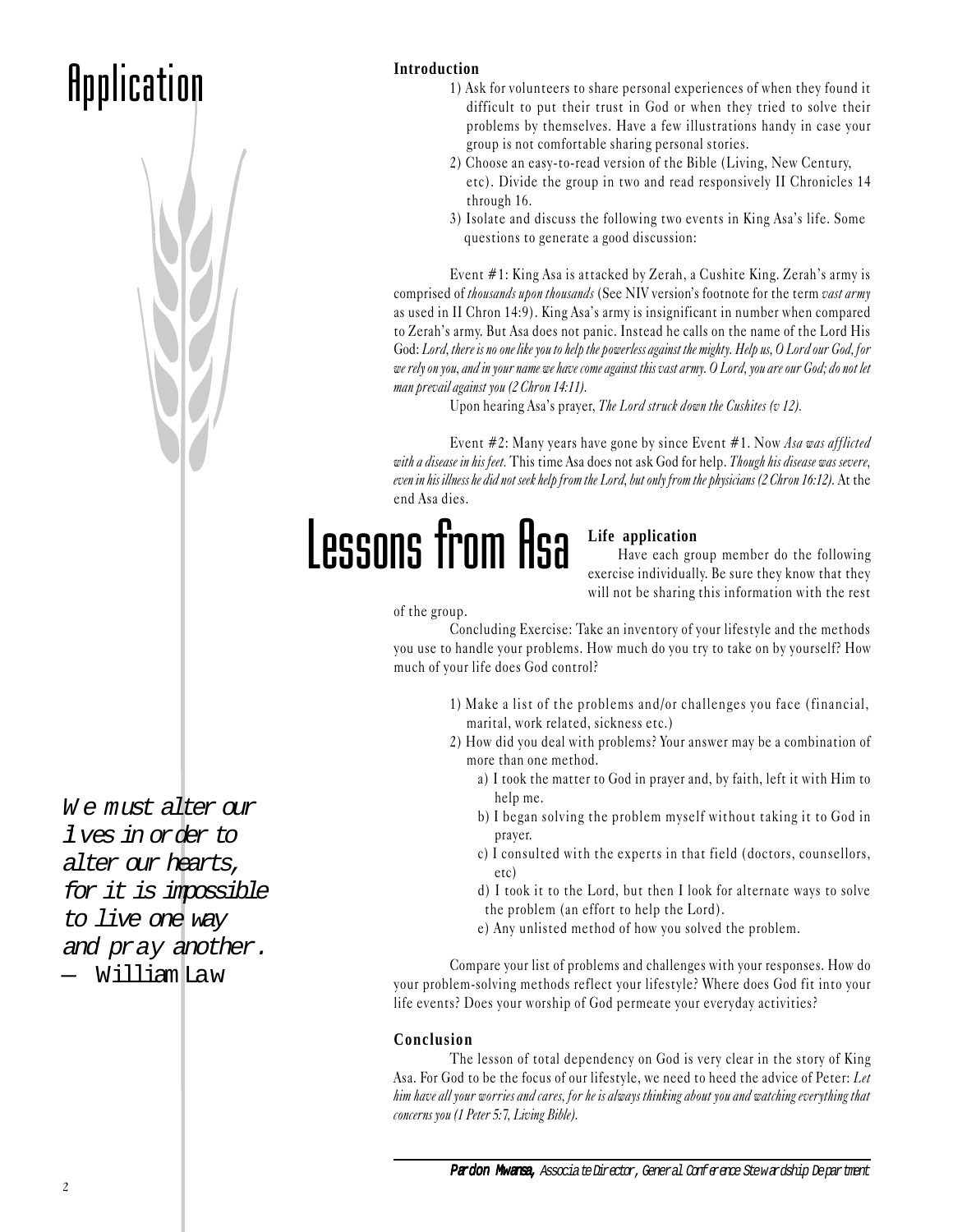# Application

# Lessons from Asa

*We must alter our lives in order to alter our hearts, for it is impossible to live one way and pray another.*
— William Law

**Introduction**

1) Ask for volunteers to share personal experiences of when they found it difficult to put their trust in God or when they tried to solve their problems by themselves. Have a few illustrations handy in case your group is not comfortable sharing personal stories.
2) Choose an easy-to-read version of the Bible (Living, New Century, etc). Divide the group in two and read responsively II Chronicles 14 through 16.
3) Isolate and discuss the following two events in King Asa's life. Some questions to generate a good discussion:

Event #1: King Asa is attacked by Zerah, a Cushite King. Zerah's army is comprised of *thousands upon thousands* (See NIV version's footnote for the term *vast army* as used in II Chron 14:9). King Asa's army is insignificant in number when compared to Zerah's army. But Asa does not panic. Instead he calls on the name of the Lord His God: *Lord, there is no one like you to help the powerless against the mighty. Help us, O Lord our God, for we rely on you, and in your name we have come against this vast army. O Lord, you are our God; do not let man prevail against you (2 Chron 14:11).*

Upon hearing Asa's prayer, *The Lord struck down the Cushites (v 12).*

Event #2: Many years have gone by since Event #1. Now *Asa was afflicted with a disease in his feet.* This time Asa does not ask God for help. *Though his disease was severe, even in his illness he did not seek help from the Lord, but only from the physicians (2 Chron 16:12).* At the end Asa dies.

**Life application**

Have each group member do the following exercise individually. Be sure they know that they will not be sharing this information with the rest of the group.

Concluding Exercise: Take an inventory of your lifestyle and the methods you use to handle your problems. How much do you try to take on by yourself? How much of your life does God control?

1) Make a list of the problems and/or challenges you face (financial, marital, work related, sickness etc.)
2) How did you deal with problems? Your answer may be a combination of more than one method.
   a) I took the matter to God in prayer and, by faith, left it with Him to help me.
   b) I began solving the problem myself without taking it to God in prayer.
   c) I consulted with the experts in that field (doctors, counsellors, etc)
   d) I took it to the Lord, but then I look for alternate ways to solve the problem (an effort to help the Lord).
   e) Any unlisted method of how you solved the problem.

Compare your list of problems and challenges with your responses. How do your problem-solving methods reflect your lifestyle? Where does God fit into your life events? Does your worship of God permeate your everyday activities?

**Conclusion**

The lesson of total dependency on God is very clear in the story of King Asa. For God to be the focus of our lifestyle, we need to heed the advice of Peter: *Let him have all your worries and cares, for he is always thinking about you and watching everything that concerns you (1 Peter 5:7, Living Bible).*

***Pardon Mwansa,*** *Associate Director, General Conference Stewardship Department*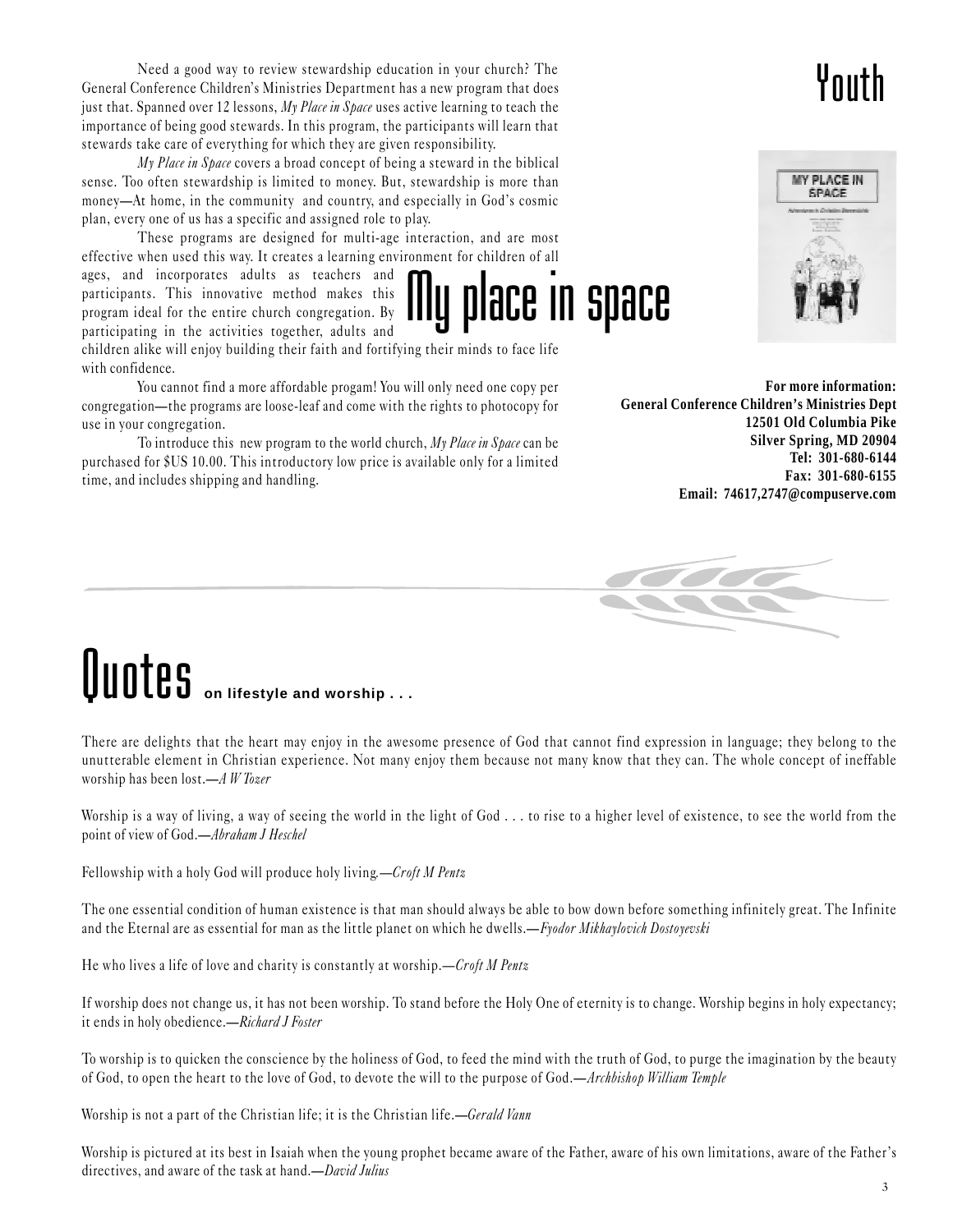# Youth

## My place in space

Need a good way to review stewardship education in your church? The General Conference Children's Ministries Department has a new program that does just that. Spanned over 12 lessons, *My Place in Space* uses active learning to teach the importance of being good stewards. In this program, the participants will learn that stewards take care of everything for which they are given responsibility.

*My Place in Space* covers a broad concept of being a steward in the biblical sense. Too often stewardship is limited to money. But, stewardship is more than money—At home, in the community and country, and especially in God's cosmic plan, every one of us has a specific and assigned role to play.

These programs are designed for multi-age interaction, and are most effective when used this way. It creates a learning environment for children of all ages, and incorporates adults as teachers and participants. This innovative method makes this program ideal for the entire church congregation. By participating in the activities together, adults and children alike will enjoy building their faith and fortifying their minds to face life with confidence.

You cannot find a more affordable progam! You will only need one copy per congregation—the programs are loose-leaf and come with the rights to photocopy for use in your congregation.

To introduce this new program to the world church, *My Place in Space* can be purchased for $US 10.00. This introductory low price is available only for a limited time, and includes shipping and handling.

**For more information:**
**General Conference Children's Ministries Dept**
**12501 Old Columbia Pike**
**Silver Spring, MD 20904**
**Tel: 301-680-6144**
**Fax: 301-680-6155**
**Email: 74617,2747@compuserve.com**

# Quotes **on lifestyle and worship . . .**

There are delights that the heart may enjoy in the awesome presence of God that cannot find expression in language; they belong to the unutterable element in Christian experience. Not many enjoy them because not many know that they can. The whole concept of ineffable worship has been lost.—*A W Tozer*

Worship is a way of living, a way of seeing the world in the light of God . . . to rise to a higher level of existence, to see the world from the point of view of God.—*Abraham J Heschel*

Fellowship with a holy God will produce holy living.—*Croft M Pentz*

The one essential condition of human existence is that man should always be able to bow down before something infinitely great. The Infinite and the Eternal are as essential for man as the little planet on which he dwells.—*Fyodor Mikhaylovich Dostoyevski*

He who lives a life of love and charity is constantly at worship.—*Croft M Pentz*

If worship does not change us, it has not been worship. To stand before the Holy One of eternity is to change. Worship begins in holy expectancy; it ends in holy obedience.—*Richard J Foster*

To worship is to quicken the conscience by the holiness of God, to feed the mind with the truth of God, to purge the imagination by the beauty of God, to open the heart to the love of God, to devote the will to the purpose of God.—*Archbishop William Temple*

Worship is not a part of the Christian life; it is the Christian life.—*Gerald Vann*

Worship is pictured at its best in Isaiah when the young prophet became aware of the Father, aware of his own limitations, aware of the Father's directives, and aware of the task at hand.—*David Julius*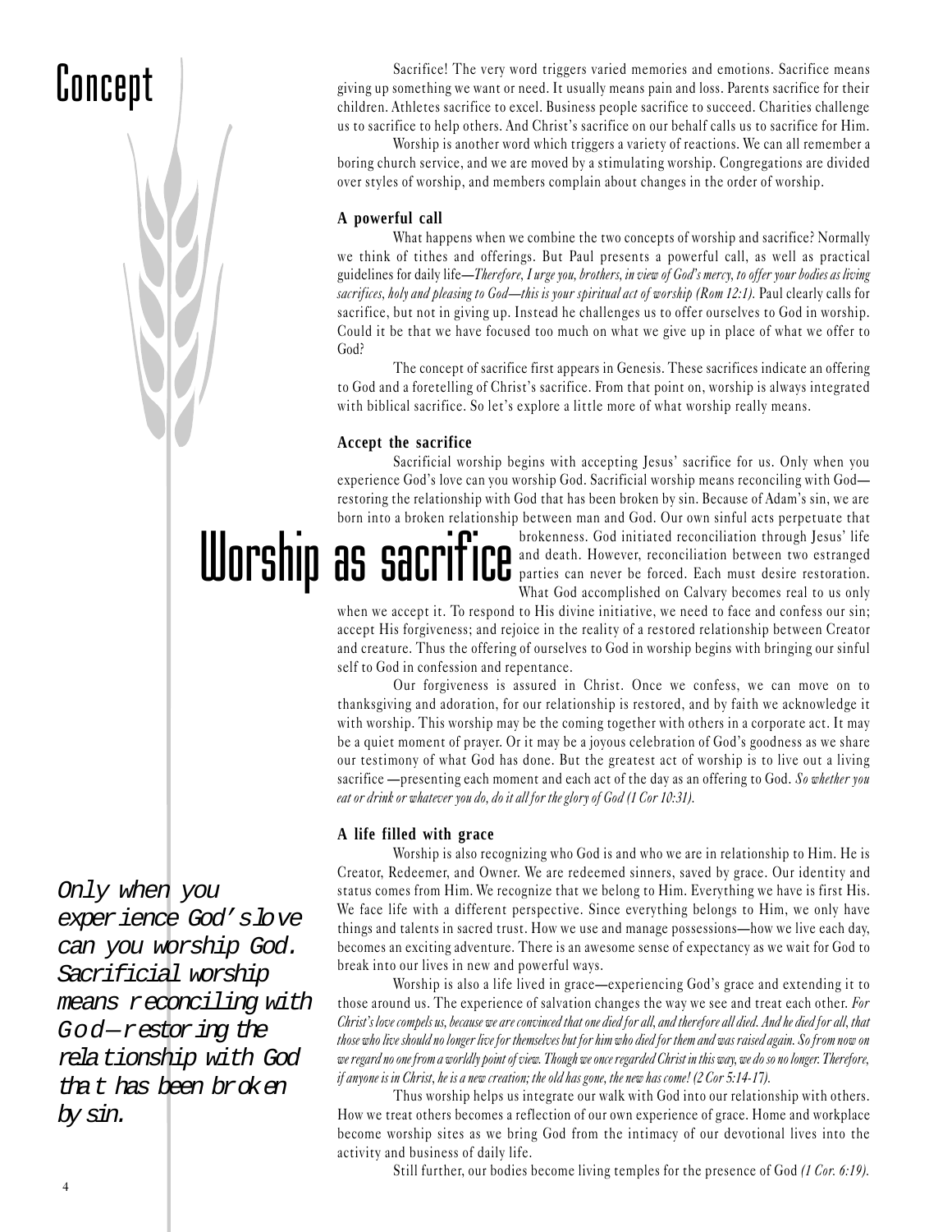# Concept

# Worship as sacrifice

Sacrifice! The very word triggers varied memories and emotions. Sacrifice means giving up something we want or need. It usually means pain and loss. Parents sacrifice for their children. Athletes sacrifice to excel. Business people sacrifice to succeed. Charities challenge us to sacrifice to help others. And Christ's sacrifice on our behalf calls us to sacrifice for Him.

Worship is another word which triggers a variety of reactions. We can all remember a boring church service, and we are moved by a stimulating worship. Congregations are divided over styles of worship, and members complain about changes in the order of worship.

### A powerful call

What happens when we combine the two concepts of worship and sacrifice? Normally we think of tithes and offerings. But Paul presents a powerful call, as well as practical guidelines for daily life—*Therefore, I urge you, brothers, in view of God's mercy, to offer your bodies as living sacrifices, holy and pleasing to God—this is your spiritual act of worship (Rom 12:1).* Paul clearly calls for sacrifice, but not in giving up. Instead he challenges us to offer ourselves to God in worship. Could it be that we have focused too much on what we give up in place of what we offer to God?

The concept of sacrifice first appears in Genesis. These sacrifices indicate an offering to God and a foretelling of Christ's sacrifice. From that point on, worship is always integrated with biblical sacrifice. So let's explore a little more of what worship really means.

### Accept the sacrifice

Sacrificial worship begins with accepting Jesus' sacrifice for us. Only when you experience God's love can you worship God. Sacrificial worship means reconciling with God—restoring the relationship with God that has been broken by sin. Because of Adam's sin, we are born into a broken relationship between man and God. Our own sinful acts perpetuate that brokenness. God initiated reconciliation through Jesus' life and death. However, reconciliation between two estranged parties can never be forced. Each must desire restoration. What God accomplished on Calvary becomes real to us only when we accept it. To respond to His divine initiative, we need to face and confess our sin; accept His forgiveness; and rejoice in the reality of a restored relationship between Creator and creature. Thus the offering of ourselves to God in worship begins with bringing our sinful self to God in confession and repentance.

Our forgiveness is assured in Christ. Once we confess, we can move on to thanksgiving and adoration, for our relationship is restored, and by faith we acknowledge it with worship. This worship may be the coming together with others in a corporate act. It may be a quiet moment of prayer. Or it may be a joyous celebration of God's goodness as we share our testimony of what God has done. But the greatest act of worship is to live out a living sacrifice —presenting each moment and each act of the day as an offering to God. *So whether you eat or drink or whatever you do, do it all for the glory of God (1 Cor 10:31).*

### A life filled with grace

Worship is also recognizing who God is and who we are in relationship to Him. He is Creator, Redeemer, and Owner. We are redeemed sinners, saved by grace. Our identity and status comes from Him. We recognize that we belong to Him. Everything we have is first His. We face life with a different perspective. Since everything belongs to Him, we only have things and talents in sacred trust. How we use and manage possessions—how we live each day, becomes an exciting adventure. There is an awesome sense of expectancy as we wait for God to break into our lives in new and powerful ways.

*Only when you experience God's love can you worship God. Sacrificial worship means reconciling with God—restoring the relationship with God that has been broken by sin.*

Worship is also a life lived in grace—experiencing God's grace and extending it to those around us. The experience of salvation changes the way we see and treat each other. *For Christ's love compels us, because we are convinced that one died for all, and therefore all died. And he died for all, that those who live should no longer live for themselves but for him who died for them and was raised again. So from now on we regard no one from a worldly point of view. Though we once regarded Christ in this way, we do so no longer. Therefore, if anyone is in Christ, he is a new creation; the old has gone, the new has come! (2 Cor 5:14-17).*

Thus worship helps us integrate our walk with God into our relationship with others. How we treat others becomes a reflection of our own experience of grace. Home and workplace become worship sites as we bring God from the intimacy of our devotional lives into the activity and business of daily life.

Still further, our bodies become living temples for the presence of God *(1 Cor. 6:19).*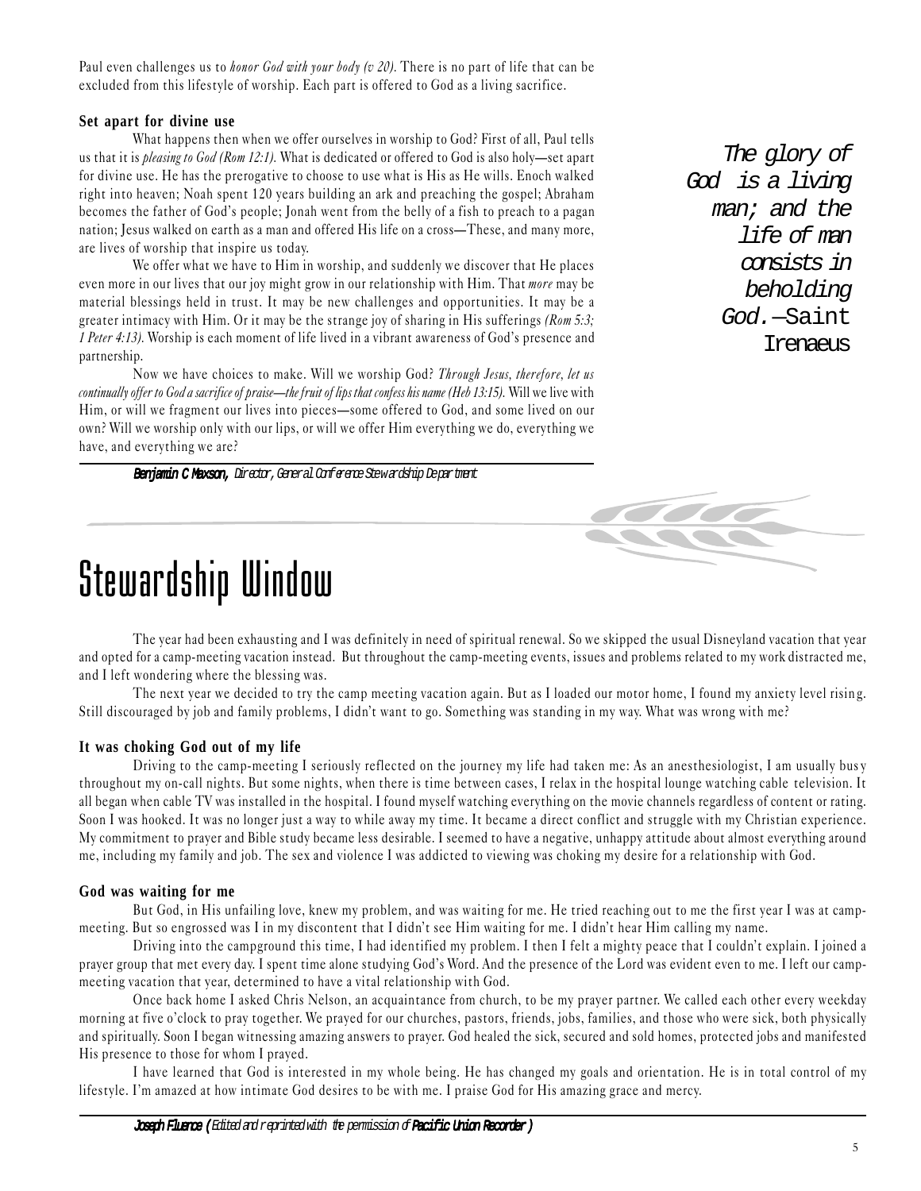Paul even challenges us to *honor God with your body (v 20).* There is no part of life that can be excluded from this lifestyle of worship. Each part is offered to God as a living sacrifice.

**Set apart for divine use**

What happens then when we offer ourselves in worship to God? First of all, Paul tells us that it is *pleasing to God (Rom 12:1).* What is dedicated or offered to God is also holy—set apart for divine use. He has the prerogative to choose to use what is His as He wills. Enoch walked right into heaven; Noah spent 120 years building an ark and preaching the gospel; Abraham becomes the father of God's people; Jonah went from the belly of a fish to preach to a pagan nation; Jesus walked on earth as a man and offered His life on a cross—These, and many more, are lives of worship that inspire us today.

We offer what we have to Him in worship, and suddenly we discover that He places even more in our lives that our joy might grow in our relationship with Him. That *more* may be material blessings held in trust. It may be new challenges and opportunities. It may be a greater intimacy with Him. Or it may be the strange joy of sharing in His sufferings *(Rom 5:3; 1 Peter 4:13).* Worship is each moment of life lived in a vibrant awareness of God's presence and partnership.

Now we have choices to make. Will we worship God? *Through Jesus, therefore, let us continually offer to God a sacrifice of praise—the fruit of lips that confess his name (Heb 13:15).* Will we live with Him, or will we fragment our lives into pieces—some offered to God, and some lived on our own? Will we worship only with our lips, or will we offer Him everything we do, everything we have, and everything we are?

*The glory of God is a living man; and the life of man consists in beholding God.—Saint Irenaeus*

***Benjamin C Maxson,*** *Director, General Conference Stewardship Department*

# Stewardship Window

The year had been exhausting and I was definitely in need of spiritual renewal. So we skipped the usual Disneyland vacation that year and opted for a camp-meeting vacation instead. But throughout the camp-meeting events, issues and problems related to my work distracted me, and I left wondering where the blessing was.

The next year we decided to try the camp meeting vacation again. But as I loaded our motor home, I found my anxiety level rising. Still discouraged by job and family problems, I didn't want to go. Something was standing in my way. What was wrong with me?

**It was choking God out of my life**

Driving to the camp-meeting I seriously reflected on the journey my life had taken me: As an anesthesiologist, I am usually busy throughout my on-call nights. But some nights, when there is time between cases, I relax in the hospital lounge watching cable television. It all began when cable TV was installed in the hospital. I found myself watching everything on the movie channels regardless of content or rating. Soon I was hooked. It was no longer just a way to while away my time. It became a direct conflict and struggle with my Christian experience. My commitment to prayer and Bible study became less desirable. I seemed to have a negative, unhappy attitude about almost everything around me, including my family and job. The sex and violence I was addicted to viewing was choking my desire for a relationship with God.

**God was waiting for me**

But God, in His unfailing love, knew my problem, and was waiting for me. He tried reaching out to me the first year I was at camp-meeting. But so engrossed was I in my discontent that I didn't see Him waiting for me. I didn't hear Him calling my name.

Driving into the campground this time, I had identified my problem. I then I felt a mighty peace that I couldn't explain. I joined a prayer group that met every day. I spent time alone studying God's Word. And the presence of the Lord was evident even to me. I left our camp-meeting vacation that year, determined to have a vital relationship with God.

Once back home I asked Chris Nelson, an acquaintance from church, to be my prayer partner. We called each other every weekday morning at five o'clock to pray together. We prayed for our churches, pastors, friends, jobs, families, and those who were sick, both physically and spiritually. Soon I began witnessing amazing answers to prayer. God healed the sick, secured and sold homes, protected jobs and manifested His presence to those for whom I prayed.

I have learned that God is interested in my whole being. He has changed my goals and orientation. He is in total control of my lifestyle. I'm amazed at how intimate God desires to be with me. I praise God for His amazing grace and mercy.

***Joseph Fluence*** *(Edited and reprinted with the permission of* ***Pacific Union Recorder****)*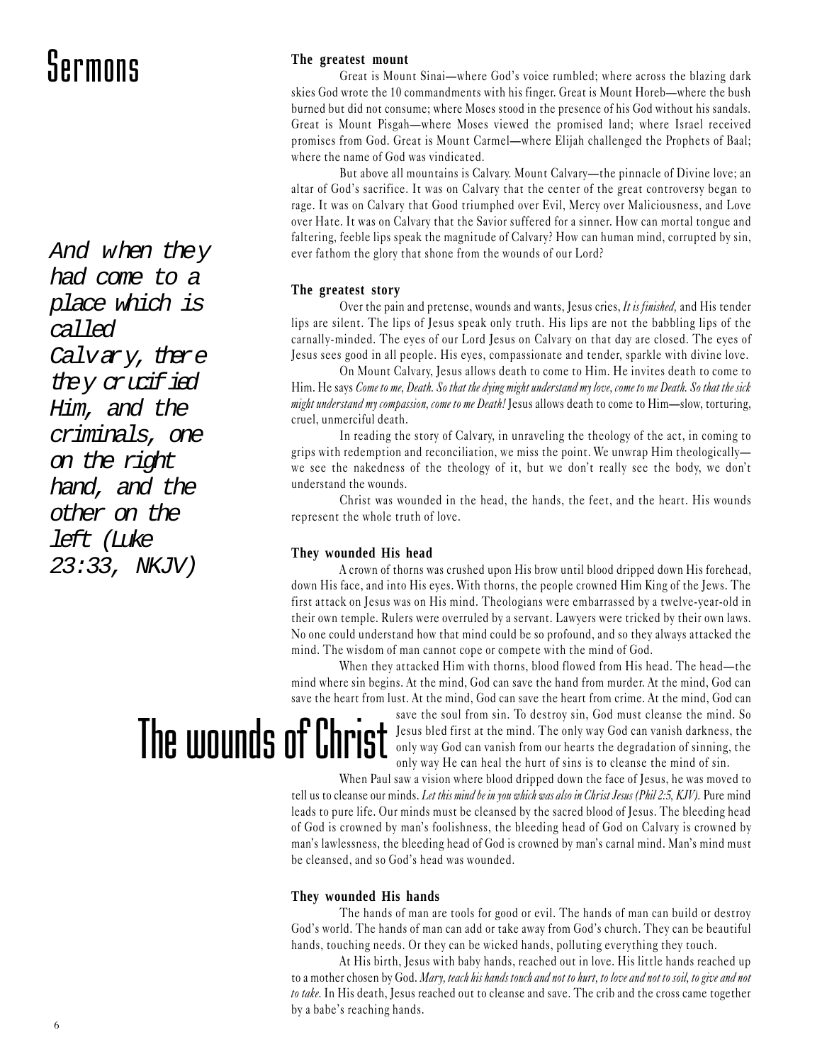# Sermons

# The wounds of Christ

*And when they had come to a place which is called Calvary, there they crucified Him, and the criminals, one on the right hand, and the other on the left (Luke 23:33, NKJV)*

### The greatest mount

Great is Mount Sinai—where God's voice rumbled; where across the blazing dark skies God wrote the 10 commandments with his finger. Great is Mount Horeb—where the bush burned but did not consume; where Moses stood in the presence of his God without his sandals. Great is Mount Pisgah—where Moses viewed the promised land; where Israel received promises from God. Great is Mount Carmel—where Elijah challenged the Prophets of Baal; where the name of God was vindicated.

But above all mountains is Calvary. Mount Calvary—the pinnacle of Divine love; an altar of God's sacrifice. It was on Calvary that the center of the great controversy began to rage. It was on Calvary that Good triumphed over Evil, Mercy over Maliciousness, and Love over Hate. It was on Calvary that the Savior suffered for a sinner. How can mortal tongue and faltering, feeble lips speak the magnitude of Calvary? How can human mind, corrupted by sin, ever fathom the glory that shone from the wounds of our Lord?

### The greatest story

Over the pain and pretense, wounds and wants, Jesus cries, *It is finished,* and His tender lips are silent. The lips of Jesus speak only truth. His lips are not the babbling lips of the carnally-minded. The eyes of our Lord Jesus on Calvary on that day are closed. The eyes of Jesus sees good in all people. His eyes, compassionate and tender, sparkle with divine love.

On Mount Calvary, Jesus allows death to come to Him. He invites death to come to Him. He says *Come to me, Death. So that the dying might understand my love, come to me Death. So that the sick might understand my compassion, come to me Death!* Jesus allows death to come to Him—slow, torturing, cruel, unmerciful death.

In reading the story of Calvary, in unraveling the theology of the act, in coming to grips with redemption and reconciliation, we miss the point. We unwrap Him theologically—we see the nakedness of the theology of it, but we don't really see the body, we don't understand the wounds.

Christ was wounded in the head, the hands, the feet, and the heart. His wounds represent the whole truth of love.

### They wounded His head

A crown of thorns was crushed upon His brow until blood dripped down His forehead, down His face, and into His eyes. With thorns, the people crowned Him King of the Jews. The first attack on Jesus was on His mind. Theologians were embarrassed by a twelve-year-old in their own temple. Rulers were overruled by a servant. Lawyers were tricked by their own laws. No one could understand how that mind could be so profound, and so they always attacked the mind. The wisdom of man cannot cope or compete with the mind of God.

When they attacked Him with thorns, blood flowed from His head. The head—the mind where sin begins. At the mind, God can save the hand from murder. At the mind, God can save the heart from lust. At the mind, God can save the heart from crime. At the mind, God can save the soul from sin. To destroy sin, God must cleanse the mind. So Jesus bled first at the mind. The only way God can vanish darkness, the only way God can vanish from our hearts the degradation of sinning, the only way He can heal the hurt of sins is to cleanse the mind of sin.

When Paul saw a vision where blood dripped down the face of Jesus, he was moved to tell us to cleanse our minds. *Let this mind be in you which was also in Christ Jesus (Phil 2:5, KJV).* Pure mind leads to pure life. Our minds must be cleansed by the sacred blood of Jesus. The bleeding head of God is crowned by man's foolishness, the bleeding head of God on Calvary is crowned by man's lawlessness, the bleeding head of God is crowned by man's carnal mind. Man's mind must be cleansed, and so God's head was wounded.

### They wounded His hands

The hands of man are tools for good or evil. The hands of man can build or destroy God's world. The hands of man can add or take away from God's church. They can be beautiful hands, touching needs. Or they can be wicked hands, polluting everything they touch.

At His birth, Jesus with baby hands, reached out in love. His little hands reached up to a mother chosen by God. *Mary, teach his hands touch and not to hurt, to love and not to soil, to give and not to take.* In His death, Jesus reached out to cleanse and save. The crib and the cross came together by a babe's reaching hands.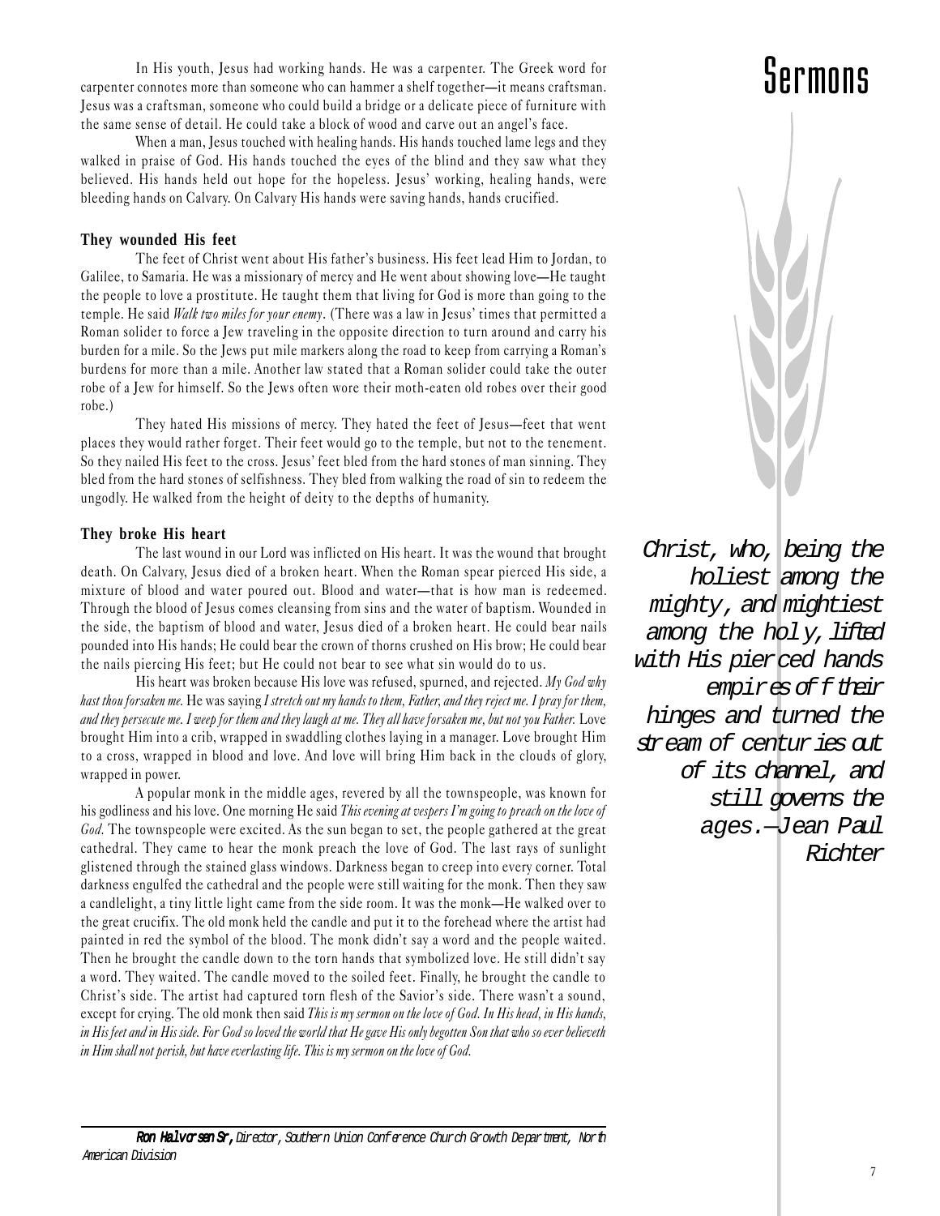In His youth, Jesus had working hands. He was a carpenter. The Greek word for carpenter connotes more than someone who can hammer a shelf together—it means craftsman. Jesus was a craftsman, someone who could build a bridge or a delicate piece of furniture with the same sense of detail. He could take a block of wood and carve out an angel's face.

When a man, Jesus touched with healing hands. His hands touched lame legs and they walked in praise of God. His hands touched the eyes of the blind and they saw what they believed. His hands held out hope for the hopeless. Jesus' working, healing hands, were bleeding hands on Calvary. On Calvary His hands were saving hands, hands crucified.

### They wounded His feet

The feet of Christ went about His father's business. His feet lead Him to Jordan, to Galilee, to Samaria. He was a missionary of mercy and He went about showing love—He taught the people to love a prostitute. He taught them that living for God is more than going to the temple. He said *Walk two miles for your enemy*. (There was a law in Jesus' times that permitted a Roman solider to force a Jew traveling in the opposite direction to turn around and carry his burden for a mile. So the Jews put mile markers along the road to keep from carrying a Roman's burdens for more than a mile. Another law stated that a Roman solider could take the outer robe of a Jew for himself. So the Jews often wore their moth-eaten old robes over their good robe.)

They hated His missions of mercy. They hated the feet of Jesus—feet that went places they would rather forget. Their feet would go to the temple, but not to the tenement. So they nailed His feet to the cross. Jesus' feet bled from the hard stones of man sinning. They bled from the hard stones of selfishness. They bled from walking the road of sin to redeem the ungodly. He walked from the height of deity to the depths of humanity.

### They broke His heart

The last wound in our Lord was inflicted on His heart. It was the wound that brought death. On Calvary, Jesus died of a broken heart. When the Roman spear pierced His side, a mixture of blood and water poured out. Blood and water—that is how man is redeemed. Through the blood of Jesus comes cleansing from sins and the water of baptism. Wounded in the side, the baptism of blood and water, Jesus died of a broken heart. He could bear nails pounded into His hands; He could bear the crown of thorns crushed on His brow; He could bear the nails piercing His feet; but He could not bear to see what sin would do to us.

His heart was broken because His love was refused, spurned, and rejected. *My God why hast thou forsaken me.* He was saying *I stretch out my hands to them, Father, and they reject me. I pray for them, and they persecute me. I weep for them and they laugh at me. They all have forsaken me, but not you Father.* Love brought Him into a crib, wrapped in swaddling clothes laying in a manager. Love brought Him to a cross, wrapped in blood and love. And love will bring Him back in the clouds of glory, wrapped in power.

A popular monk in the middle ages, revered by all the townspeople, was known for his godliness and his love. One morning He said *This evening at vespers I'm going to preach on the love of God*. The townspeople were excited. As the sun began to set, the people gathered at the great cathedral. They came to hear the monk preach the love of God. The last rays of sunlight glistened through the stained glass windows. Darkness began to creep into every corner. Total darkness engulfed the cathedral and the people were still waiting for the monk. Then they saw a candlelight, a tiny little light came from the side room. It was the monk—He walked over to the great crucifix. The old monk held the candle and put it to the forehead where the artist had painted in red the symbol of the blood. The monk didn't say a word and the people waited. Then he brought the candle down to the torn hands that symbolized love. He still didn't say a word. They waited. The candle moved to the soiled feet. Finally, he brought the candle to Christ's side. The artist had captured torn flesh of the Savior's side. There wasn't a sound, except for crying. The old monk then said *This is my sermon on the love of God. In His head, in His hands, in His feet and in His side. For God so loved the world that He gave His only begotten Son that who so ever believeth in Him shall not perish, but have everlasting life. This is my sermon on the love of God.*

*Christ, who, being the holiest among the mighty, and mightiest among the holy, lifted with His pierced hands empires off their hinges and turned the stream of centuries out of its channel, and still governs the ages.—Jean Paul Richter*

---

***Ron Halvorsen Sr**, Director, Southern Union Conference Church Growth Department, North American Division*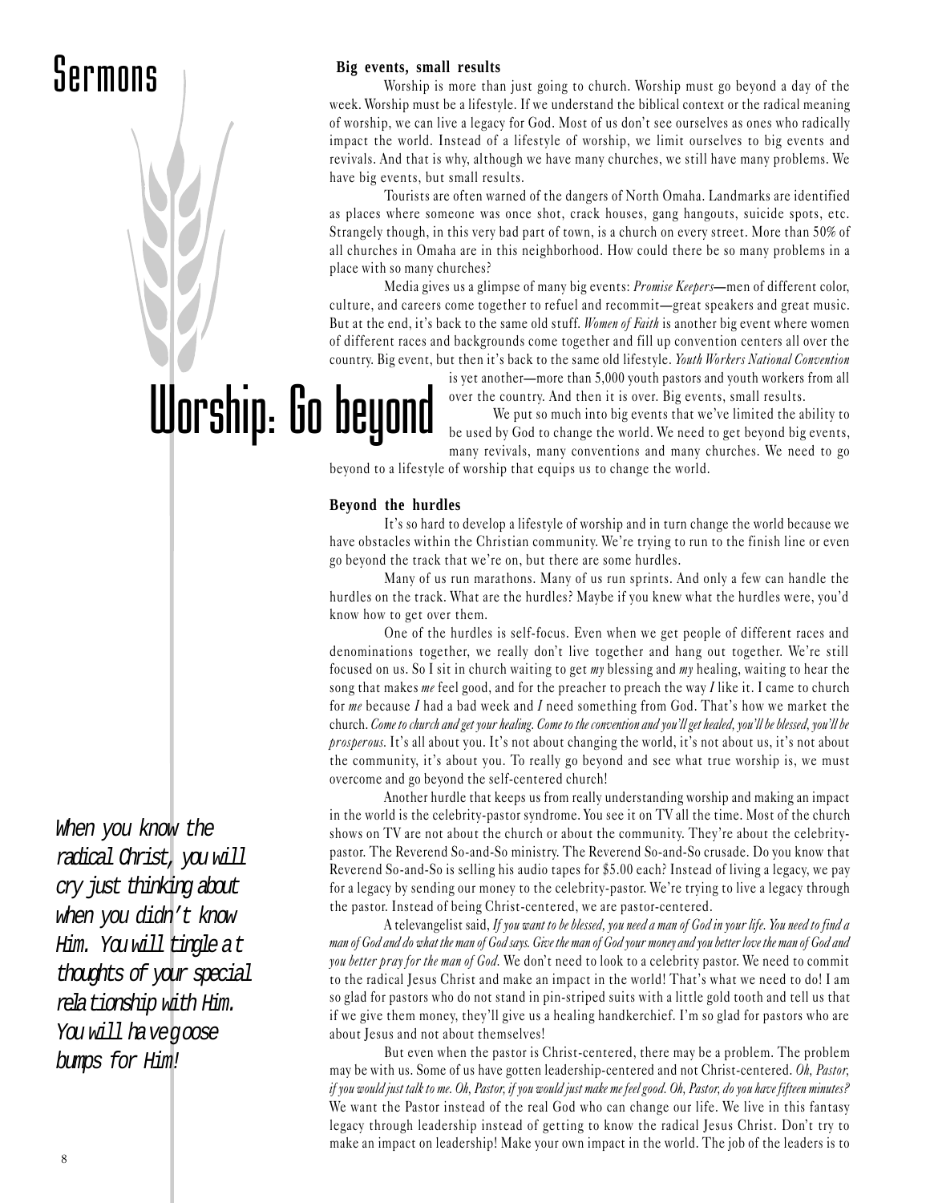# Sermons

# Worship: Go beyond

### Big events, small results

Worship is more than just going to church. Worship must go beyond a day of the week. Worship must be a lifestyle. If we understand the biblical context or the radical meaning of worship, we can live a legacy for God. Most of us don't see ourselves as ones who radically impact the world. Instead of a lifestyle of worship, we limit ourselves to big events and revivals. And that is why, although we have many churches, we still have many problems. We have big events, but small results.

Tourists are often warned of the dangers of North Omaha. Landmarks are identified as places where someone was once shot, crack houses, gang hangouts, suicide spots, etc. Strangely though, in this very bad part of town, is a church on every street. More than 50% of all churches in Omaha are in this neighborhood. How could there be so many problems in a place with so many churches?

Media gives us a glimpse of many big events: *Promise Keepers*—men of different color, culture, and careers come together to refuel and recommit—great speakers and great music. But at the end, it's back to the same old stuff. *Women of Faith* is another big event where women of different races and backgrounds come together and fill up convention centers all over the country. Big event, but then it's back to the same old lifestyle. *Youth Workers National Convention* is yet another—more than 5,000 youth pastors and youth workers from all over the country. And then it is over. Big events, small results.

We put so much into big events that we've limited the ability to be used by God to change the world. We need to get beyond big events, many revivals, many conventions and many churches. We need to go beyond to a lifestyle of worship that equips us to change the world.

### Beyond the hurdles

It's so hard to develop a lifestyle of worship and in turn change the world because we have obstacles within the Christian community. We're trying to run to the finish line or even go beyond the track that we're on, but there are some hurdles.

Many of us run marathons. Many of us run sprints. And only a few can handle the hurdles on the track. What are the hurdles? Maybe if you knew what the hurdles were, you'd know how to get over them.

One of the hurdles is self-focus. Even when we get people of different races and denominations together, we really don't live together and hang out together. We're still focused on us. So I sit in church waiting to get *my* blessing and *my* healing, waiting to hear the song that makes *me* feel good, and for the preacher to preach the way *I* like it. I came to church for *me* because *I* had a bad week and *I* need something from God. That's how we market the church. *Come to church and get your healing. Come to the convention and you'll get healed, you'll be blessed, you'll be prosperous.* It's all about you. It's not about changing the world, it's not about us, it's not about the community, it's about you. To really go beyond and see what true worship is, we must overcome and go beyond the self-centered church!

Another hurdle that keeps us from really understanding worship and making an impact in the world is the celebrity-pastor syndrome. You see it on TV all the time. Most of the church shows on TV are not about the church or about the community. They're about the celebrity-pastor. The Reverend So-and-So ministry. The Reverend So-and-So crusade. Do you know that Reverend So-and-So is selling his audio tapes for $5.00 each? Instead of living a legacy, we pay for a legacy by sending our money to the celebrity-pastor. We're trying to live a legacy through the pastor. Instead of being Christ-centered, we are pastor-centered.

A televangelist said, *If you want to be blessed, you need a man of God in your life. You need to find a man of God and do what the man of God says. Give the man of God your money and you better love the man of God and you better pray for the man of God.* We don't need to look to a celebrity pastor. We need to commit to the radical Jesus Christ and make an impact in the world! That's what we need to do! I am so glad for pastors who do not stand in pin-striped suits with a little gold tooth and tell us that if we give them money, they'll give us a healing handkerchief. I'm so glad for pastors who are about Jesus and not about themselves!

But even when the pastor is Christ-centered, there may be a problem. The problem may be with us. Some of us have gotten leadership-centered and not Christ-centered. *Oh, Pastor, if you would just talk to me. Oh, Pastor, if you would just make me feel good. Oh, Pastor, do you have fifteen minutes?* We want the Pastor instead of the real God who can change our life. We live in this fantasy legacy through leadership instead of getting to know the radical Jesus Christ. Don't try to make an impact on leadership! Make your own impact in the world. The job of the leaders is to

*When you know the radical Christ, you will cry just thinking about when you didn't know Him. You will tingle at thoughts of your special relationship with Him. You will have goose bumps for Him!*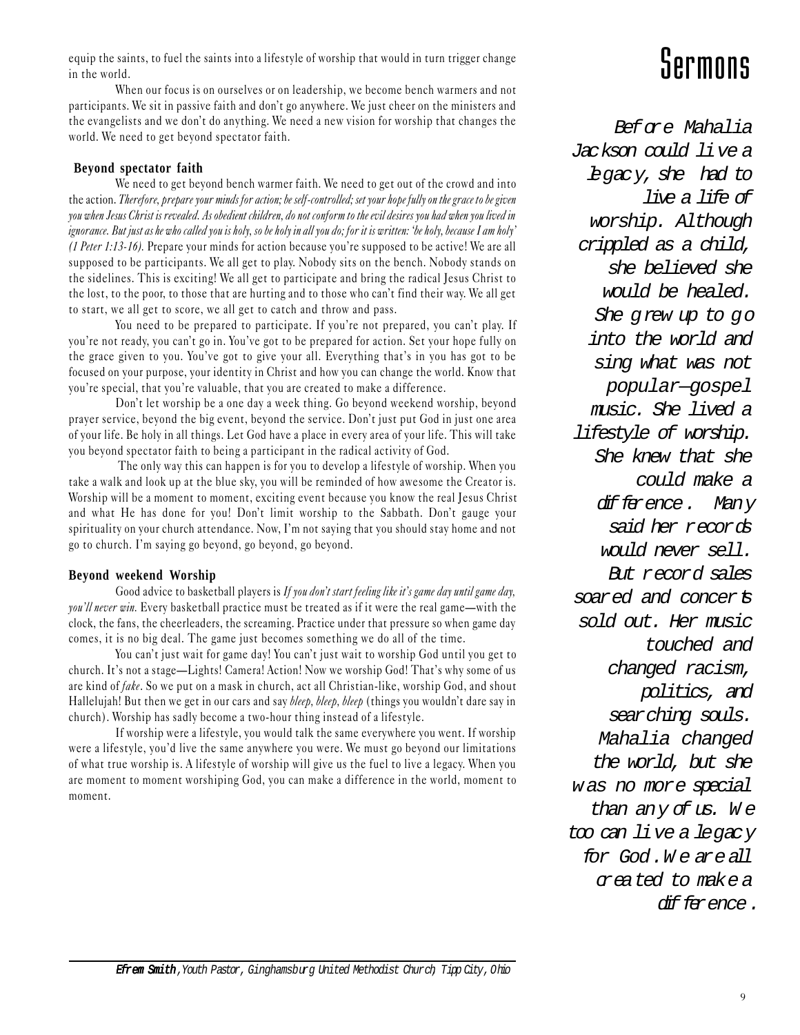# Sermons

equip the saints, to fuel the saints into a lifestyle of worship that would in turn trigger change in the world.

When our focus is on ourselves or on leadership, we become bench warmers and not participants. We sit in passive faith and don't go anywhere. We just cheer on the ministers and the evangelists and we don't do anything. We need a new vision for worship that changes the world. We need to get beyond spectator faith.

### Beyond spectator faith

We need to get beyond bench warmer faith. We need to get out of the crowd and into the action. *Therefore, prepare your minds for action; be self-controlled; set your hope fully on the grace to be given you when Jesus Christ is revealed. As obedient children, do not conform to the evil desires you had when you lived in ignorance. But just as he who called you is holy, so be holy in all you do; for it is written: 'be holy, because I am holy' (1 Peter 1:13-16).* Prepare your minds for action because you're supposed to be active! We are all supposed to be participants. We all get to play. Nobody sits on the bench. Nobody stands on the sidelines. This is exciting! We all get to participate and bring the radical Jesus Christ to the lost, to the poor, to those that are hurting and to those who can't find their way. We all get to start, we all get to score, we all get to catch and throw and pass.

You need to be prepared to participate. If you're not prepared, you can't play. If you're not ready, you can't go in. You've got to be prepared for action. Set your hope fully on the grace given to you. You've got to give your all. Everything that's in you has got to be focused on your purpose, your identity in Christ and how you can change the world. Know that you're special, that you're valuable, that you are created to make a difference.

Don't let worship be a one day a week thing. Go beyond weekend worship, beyond prayer service, beyond the big event, beyond the service. Don't just put God in just one area of your life. Be holy in all things. Let God have a place in every area of your life. This will take you beyond spectator faith to being a participant in the radical activity of God.

The only way this can happen is for you to develop a lifestyle of worship. When you take a walk and look up at the blue sky, you will be reminded of how awesome the Creator is. Worship will be a moment to moment, exciting event because you know the real Jesus Christ and what He has done for you! Don't limit worship to the Sabbath. Don't gauge your spirituality on your church attendance. Now, I'm not saying that you should stay home and not go to church. I'm saying go beyond, go beyond, go beyond.

### Beyond weekend Worship

Good advice to basketball players is *If you don't start feeling like it's game day until game day, you'll never win.* Every basketball practice must be treated as if it were the real game—with the clock, the fans, the cheerleaders, the screaming. Practice under that pressure so when game day comes, it is no big deal. The game just becomes something we do all of the time.

You can't just wait for game day! You can't just wait to worship God until you get to church. It's not a stage—Lights! Camera! Action! Now we worship God! That's why some of us are kind of *fake*. So we put on a mask in church, act all Christian-like, worship God, and shout Hallelujah! But then we get in our cars and say *bleep, bleep, bleep* (things you wouldn't dare say in church). Worship has sadly become a two-hour thing instead of a lifestyle.

If worship were a lifestyle, you would talk the same everywhere you went. If worship were a lifestyle, you'd live the same anywhere you were. We must go beyond our limitations of what true worship is. A lifestyle of worship will give us the fuel to live a legacy. When you are moment to moment worshiping God, you can make a difference in the world, moment to moment.

*Before Mahalia Jackson could live a legacy, she had to live a life of worship. Although crippled as a child, she believed she would be healed. She grew up to go into the world and sing what was not popular—gospel music. She lived a lifestyle of worship. She knew that she could make a difference. Many said her records would never sell. But record sales soared and concerts sold out. Her music touched and changed racism, politics, and searching souls. Mahalia changed the world, but she was no more special than any of us. We too can live a legacy for God. We are all created to make a difference.*

---

***Efrem Smith****, Youth Pastor, Ginghamsburg United Methodist Church, Tipp City, Ohio*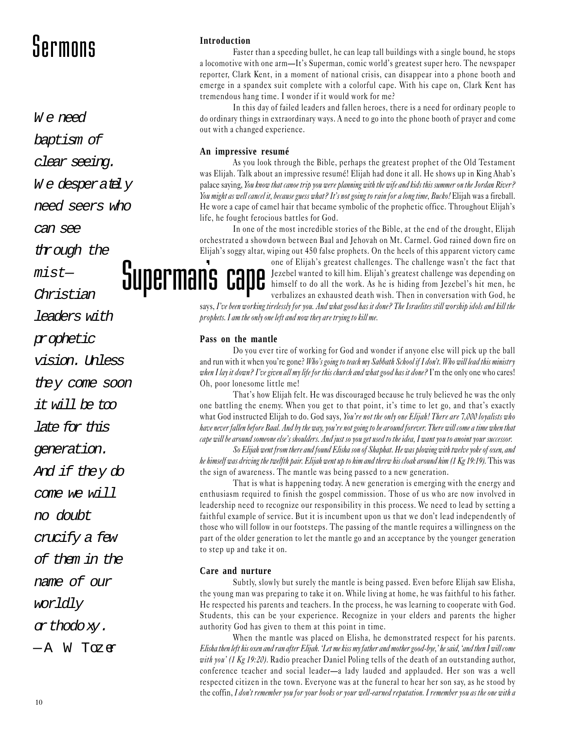Sermons

# Superman's cape

*We need baptism of clear seeing. We desperately need seers who can see through the mist—Christian leaders with prophetic vision. Unless they come soon it will be too late for this generation. And if they do come we will no doubt crucify a few of them in the name of our worldly orthodoxy.*
*—A W Tozer*

**Introduction**

Faster than a speeding bullet, he can leap tall buildings with a single bound, he stops a locomotive with one arm—It's Superman, comic world's greatest super hero. The newspaper reporter, Clark Kent, in a moment of national crisis, can disappear into a phone booth and emerge in a spandex suit complete with a colorful cape. With his cape on, Clark Kent has tremendous hang time. I wonder if it would work for me?

In this day of failed leaders and fallen heroes, there is a need for ordinary people to do ordinary things in extraordinary ways. A need to go into the phone booth of prayer and come out with a changed experience.

**An impressive resumé**

As you look through the Bible, perhaps the greatest prophet of the Old Testament was Elijah. Talk about an impressive resumé! Elijah had done it all. He shows up in King Ahab's palace saying, *You know that canoe trip you were planning with the wife and kids this summer on the Jordan River? You might as well cancel it, because guess what? It's not going to rain for a long time, Bucko!* Elijah was a fireball. He wore a cape of camel hair that became symbolic of the prophetic office. Throughout Elijah's life, he fought ferocious battles for God.

In one of the most incredible stories of the Bible, at the end of the drought, Elijah orchestrated a showdown between Baal and Jehovah on Mt. Carmel. God rained down fire on Elijah's soggy altar, wiping out 450 false prophets. On the heels of this apparent victory came one of Elijah's greatest challenges. The challenge wasn't the fact that Jezebel wanted to kill him. Elijah's greatest challenge was depending on himself to do all the work. As he is hiding from Jezebel's hit men, he verbalizes an exhausted death wish. Then in conversation with God, he says, *I've been working tirelessly for you. And what good has it done? The Israelites still worship idols and kill the prophets. I am the only one left and now they are trying to kill me.*

**Pass on the mantle**

Do you ever tire of working for God and wonder if anyone else will pick up the ball and run with it when you're gone? *Who's going to teach my Sabbath School if I don't. Who will lead this ministry when I lay it down? I've given all my life for this church and what good has it done?* I'm the only one who cares! Oh, poor lonesome little me!

That's how Elijah felt. He was discouraged because he truly believed he was the only one battling the enemy. When you get to that point, it's time to let go, and that's exactly what God instructed Elijah to do. God says, *You're not the only one Elijah! There are 7,000 loyalists who have never fallen before Baal. And by the way, you're not going to be around forever. There will come a time when that cape will be around someone else's shoulders. And just so you get used to the idea, I want you to anoint your successor.*

*So Elijah went from there and found Elisha son of Shaphat. He was plowing with twelve yoke of oxen, and he himself was driving the twelfth pair. Elijah went up to him and threw his cloak around him (1 Kg 19:19).* This was the sign of awareness. The mantle was being passed to a new generation.

That is what is happening today. A new generation is emerging with the energy and enthusiasm required to finish the gospel commission. Those of us who are now involved in leadership need to recognize our responsibility in this process. We need to lead by setting a faithful example of service. But it is incumbent upon us that we don't lead independently of those who will follow in our footsteps. The passing of the mantle requires a willingness on the part of the older generation to let the mantle go and an acceptance by the younger generation to step up and take it on.

**Care and nurture**

Subtly, slowly but surely the mantle is being passed. Even before Elijah saw Elisha, the young man was preparing to take it on. While living at home, he was faithful to his father. He respected his parents and teachers. In the process, he was learning to cooperate with God. Students, this can be your experience. Recognize in your elders and parents the higher authority God has given to them at this point in time.

When the mantle was placed on Elisha, he demonstrated respect for his parents. *Elisha then left his oxen and ran after Elijah. 'Let me kiss my father and mother good-bye,' he said, 'and then I will come with you' (1 Kg 19:20).* Radio preacher Daniel Poling tells of the death of an outstanding author, conference teacher and social leader—a lady lauded and applauded. Her son was a well respected citizen in the town. Everyone was at the funeral to hear her son say, as he stood by the coffin, *I don't remember you for your books or your well-earned reputation. I remember you as the one with a*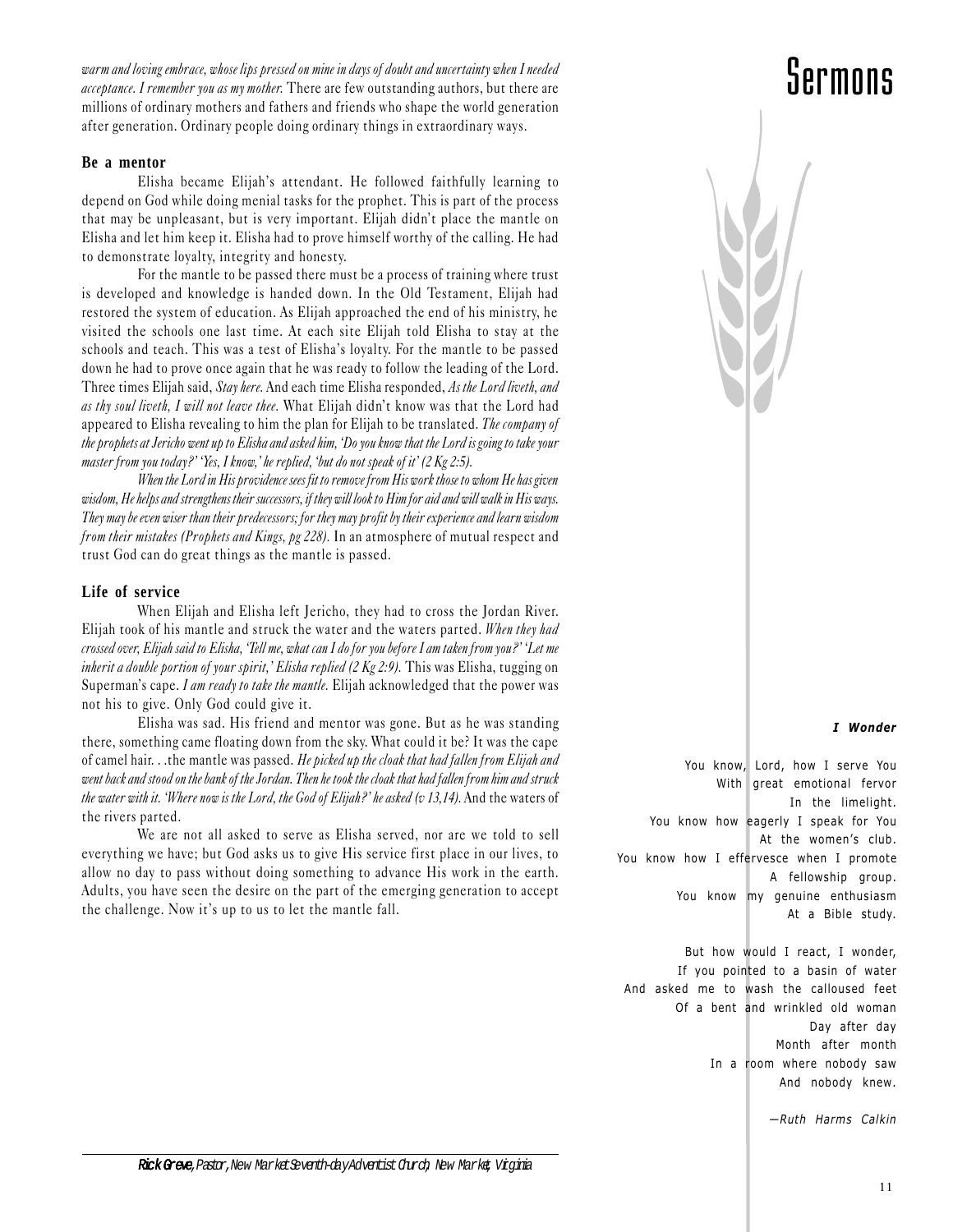*warm and loving embrace, whose lips pressed on mine in days of doubt and uncertainty when I needed acceptance. I remember you as my mother.* There are few outstanding authors, but there are millions of ordinary mothers and fathers and friends who shape the world generation after generation. Ordinary people doing ordinary things in extraordinary ways.

**Be a mentor**

Elisha became Elijah's attendant. He followed faithfully learning to depend on God while doing menial tasks for the prophet. This is part of the process that may be unpleasant, but is very important. Elijah didn't place the mantle on Elisha and let him keep it. Elisha had to prove himself worthy of the calling. He had to demonstrate loyalty, integrity and honesty.

For the mantle to be passed there must be a process of training where trust is developed and knowledge is handed down. In the Old Testament, Elijah had restored the system of education. As Elijah approached the end of his ministry, he visited the schools one last time. At each site Elijah told Elisha to stay at the schools and teach. This was a test of Elisha's loyalty. For the mantle to be passed down he had to prove once again that he was ready to follow the leading of the Lord. Three times Elijah said, *Stay here.* And each time Elisha responded, *As the Lord liveth, and as thy soul liveth, I will not leave thee.* What Elijah didn't know was that the Lord had appeared to Elisha revealing to him the plan for Elijah to be translated. *The company of the prophets at Jericho went up to Elisha and asked him, 'Do you know that the Lord is going to take your master from you today?' 'Yes, I know,' he replied, 'but do not speak of it' (2 Kg 2:5).*

*When the Lord in His providence sees fit to remove from His work those to whom He has given wisdom, He helps and strengthens their successors, if they will look to Him for aid and will walk in His ways. They may be even wiser than their predecessors; for they may profit by their experience and learn wisdom from their mistakes (Prophets and Kings, pg 228).* In an atmosphere of mutual respect and trust God can do great things as the mantle is passed.

**Life of service**

When Elijah and Elisha left Jericho, they had to cross the Jordan River. Elijah took of his mantle and struck the water and the waters parted. *When they had crossed over, Elijah said to Elisha, 'Tell me, what can I do for you before I am taken from you?' 'Let me inherit a double portion of your spirit,' Elisha replied (2 Kg 2:9).* This was Elisha, tugging on Superman's cape. *I am ready to take the mantle.* Elijah acknowledged that the power was not his to give. Only God could give it.

Elisha was sad. His friend and mentor was gone. But as he was standing there, something came floating down from the sky. What could it be? It was the cape of camel hair. . .the mantle was passed. *He picked up the cloak that had fallen from Elijah and went back and stood on the bank of the Jordan. Then he took the cloak that had fallen from him and struck the water with it. 'Where now is the Lord, the God of Elijah?' he asked (v 13,14).* And the waters of the rivers parted.

We are not all asked to serve as Elisha served, nor are we told to sell everything we have; but God asks us to give His service first place in our lives, to allow no day to pass without doing something to advance His work in the earth. Adults, you have seen the desire on the part of the emerging generation to accept the challenge. Now it's up to us to let the mantle fall.

***Rick Greve**, Pastor, New Market Seventh-day Adventist Church, New Market, Virginia*

***I Wonder***

You know, Lord, how I serve You
With great emotional fervor
In the limelight.
You know how eagerly I speak for You
At the women's club.
You know how I effervesce when I promote
A fellowship group.
You know my genuine enthusiasm
At a Bible study.

But how would I react, I wonder,
If you pointed to a basin of water
And asked me to wash the calloused feet
Of a bent and wrinkled old woman
Day after day
Month after month
In a room where nobody saw
And nobody knew.

*—Ruth Harms Calkin*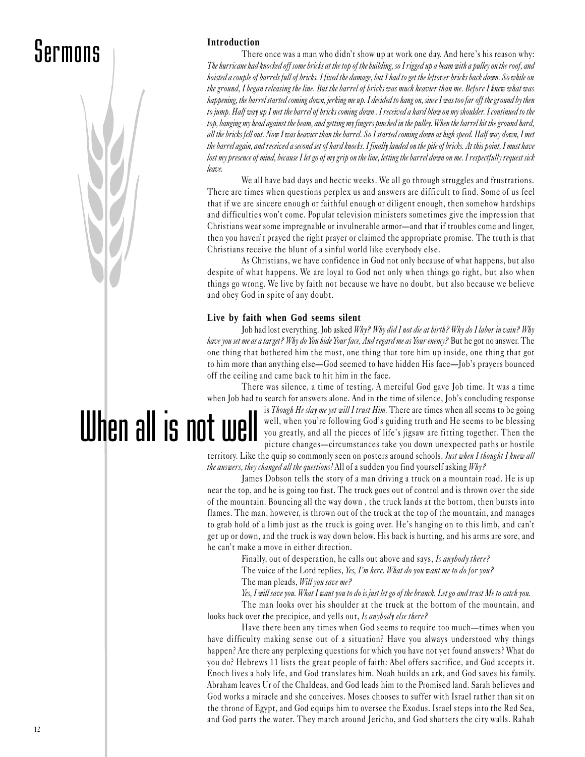# Sermons

# When all is not well

**Introduction**

There once was a man who didn't show up at work one day. And here's his reason why: *The hurricane had knocked off some bricks at the top of the building, so I rigged up a beam with a pulley on the roof, and hoisted a couple of barrels full of bricks. I fixed the damage, but I had to get the leftover bricks back down. So while on the ground, I began releasing the line. But the barrel of bricks was much heavier than me. Before I knew what was happening, the barrel started coming down, jerking me up. I decided to hang on, since I was too far off the ground by then to jump. Half way up I met the barrel of bricks coming down . I received a hard blow on my shoulder. I continued to the top, banging my head against the beam, and getting my fingers pinched in the pulley. When the barrel hit the ground hard, all the bricks fell out. Now I was heavier than the barrel. So I started coming down at high speed. Half way down, I met the barrel again, and received a second set of hard knocks. I finally landed on the pile of bricks. At this point, I must have lost my presence of mind, because I let go of my grip on the line, letting the barrel down on me. I respectfully request sick leave.*

We all have bad days and hectic weeks. We all go through struggles and frustrations. There are times when questions perplex us and answers are difficult to find. Some of us feel that if we are sincere enough or faithful enough or diligent enough, then somehow hardships and difficulties won't come. Popular television ministers sometimes give the impression that Christians wear some impregnable or invulnerable armor—and that if troubles come and linger, then you haven't prayed the right prayer or claimed the appropriate promise. The truth is that Christians receive the blunt of a sinful world like everybody else.

As Christians, we have confidence in God not only because of what happens, but also despite of what happens. We are loyal to God not only when things go right, but also when things go wrong. We live by faith not because we have no doubt, but also because we believe and obey God in spite of any doubt.

**Live by faith when God seems silent**

Job had lost everything. Job asked *Why? Why did I not die at birth? Why do I labor in vain? Why have you set me as a target? Why do You hide Your face, And regard me as Your enemy?* But he got no answer. The one thing that bothered him the most, one thing that tore him up inside, one thing that got to him more than anything else—God seemed to have hidden His face—Job's prayers bounced off the ceiling and came back to hit him in the face.

There was silence, a time of testing. A merciful God gave Job time. It was a time when Job had to search for answers alone. And in the time of silence, Job's concluding response is *Though He slay me yet will I trust Him.* There are times when all seems to be going well, when you're following God's guiding truth and He seems to be blessing you greatly, and all the pieces of life's jigsaw are fitting together. Then the picture changes—circumstances take you down unexpected paths or hostile territory. Like the quip so commonly seen on posters around schools, *Just when I thought I knew all the answers, they changed all the questions!* All of a sudden you find yourself asking *Why?*

James Dobson tells the story of a man driving a truck on a mountain road. He is up near the top, and he is going too fast. The truck goes out of control and is thrown over the side of the mountain. Bouncing all the way down , the truck lands at the bottom, then bursts into flames. The man, however, is thrown out of the truck at the top of the mountain, and manages to grab hold of a limb just as the truck is going over. He's hanging on to this limb, and can't get up or down, and the truck is way down below. His back is hurting, and his arms are sore, and he can't make a move in either direction.

Finally, out of desperation, he calls out above and says, *Is anybody there?*

The voice of the Lord replies, *Yes, I'm here. What do you want me to do for you?*

The man pleads, *Will you save me?*

*Yes, I will save you. What I want you to do is just let go of the branch. Let go and trust Me to catch you.*

The man looks over his shoulder at the truck at the bottom of the mountain, and looks back over the precipice, and yells out, *Is anybody else there?*

Have there been any times when God seems to require too much—times when you have difficulty making sense out of a situation? Have you always understood why things happen? Are there any perplexing questions for which you have not yet found answers? What do you do? Hebrews 11 lists the great people of faith: Abel offers sacrifice, and God accepts it. Enoch lives a holy life, and God translates him. Noah builds an ark, and God saves his family. Abraham leaves Ur of the Chaldeas, and God leads him to the Promised land. Sarah believes and God works a miracle and she conceives. Moses chooses to suffer with Israel rather than sit on the throne of Egypt, and God equips him to oversee the Exodus. Israel steps into the Red Sea, and God parts the water. They march around Jericho, and God shatters the city walls. Rahab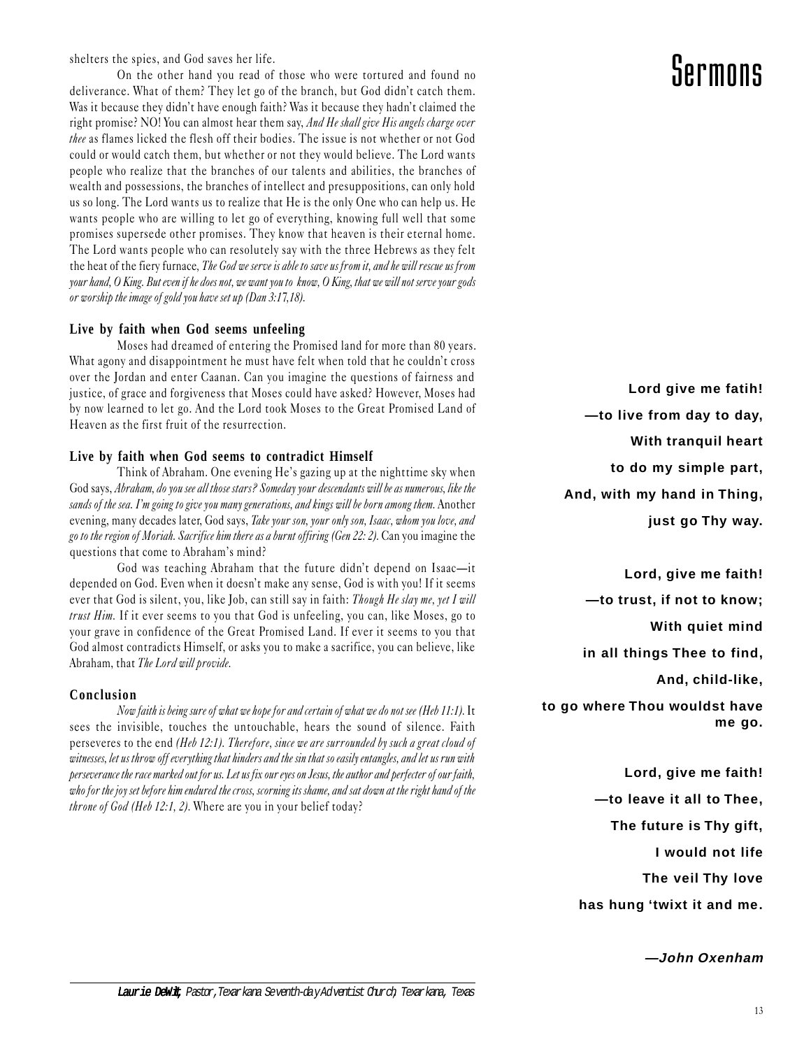shelters the spies, and God saves her life.

On the other hand you read of those who were tortured and found no deliverance. What of them? They let go of the branch, but God didn't catch them. Was it because they didn't have enough faith? Was it because they hadn't claimed the right promise? NO! You can almost hear them say, *And He shall give His angels charge over thee* as flames licked the flesh off their bodies. The issue is not whether or not God could or would catch them, but whether or not they would believe. The Lord wants people who realize that the branches of our talents and abilities, the branches of wealth and possessions, the branches of intellect and presuppositions, can only hold us so long. The Lord wants us to realize that He is the only One who can help us. He wants people who are willing to let go of everything, knowing full well that some promises supersede other promises. They know that heaven is their eternal home. The Lord wants people who can resolutely say with the three Hebrews as they felt the heat of the fiery furnace, *The God we serve is able to save us from it, and he will rescue us from your hand, O King. But even if he does not, we want you to know, O King, that we will not serve your gods or worship the image of gold you have set up (Dan 3:17,18).*

**Live by faith when God seems unfeeling**

Moses had dreamed of entering the Promised land for more than 80 years. What agony and disappointment he must have felt when told that he couldn't cross over the Jordan and enter Caanan. Can you imagine the questions of fairness and justice, of grace and forgiveness that Moses could have asked? However, Moses had by now learned to let go. And the Lord took Moses to the Great Promised Land of Heaven as the first fruit of the resurrection.

**Live by faith when God seems to contradict Himself**

Think of Abraham. One evening He's gazing up at the nighttime sky when God says, *Abraham, do you see all those stars? Someday your descendants will be as numerous, like the sands of the sea. I'm going to give you many generations, and kings will be born among them.* Another evening, many decades later, God says, *Take your son, your only son, Isaac, whom you love, and go to the region of Moriah. Sacrifice him there as a burnt offiring (Gen 22: 2).* Can you imagine the questions that come to Abraham's mind?

God was teaching Abraham that the future didn't depend on Isaac—it depended on God. Even when it doesn't make any sense, God is with you! If it seems ever that God is silent, you, like Job, can still say in faith: *Though He slay me, yet I will trust Him.* If it ever seems to you that God is unfeeling, you can, like Moses, go to your grave in confidence of the Great Promised Land. If ever it seems to you that God almost contradicts Himself, or asks you to make a sacrifice, you can believe, like Abraham, that *The Lord will provide.*

**Conclusion**

*Now faith is being sure of what we hope for and certain of what we do not see (Heb 11:1).* It sees the invisible, touches the untouchable, hears the sound of silence. Faith perseveres to the end *(Heb 12:1). Therefore, since we are surrounded by such a great cloud of witnesses, let us throw off everything that hinders and the sin that so easily entangles, and let us run with perseverance the race marked out for us. Let us fix our eyes on Jesus, the author and perfecter of our faith, who for the joy set before him endured the cross, scorning its shame, and sat down at the right hand of the throne of God (Heb 12:1, 2).* Where are you in your belief today?

**Lord give me fatih!**
**—to live from day to day,**
**With tranquil heart**
**to do my simple part,**
**And, with my hand in Thing,**
**just go Thy way.**

**Lord, give me faith!**
**—to trust, if not to know;**
**With quiet mind**
**in all things Thee to find,**
**And, child-like,**
**to go where Thou wouldst have me go.**

**Lord, give me faith!**
**—to leave it all to Thee,**
**The future is Thy gift,**
**I would not life**
**The veil Thy love**
**has hung 'twixt it and me.**

***—John Oxenham***

***Laurie DeWit,*** *Pastor, Texarkana Seventh-day Adventist Church, Texarkana, Texas*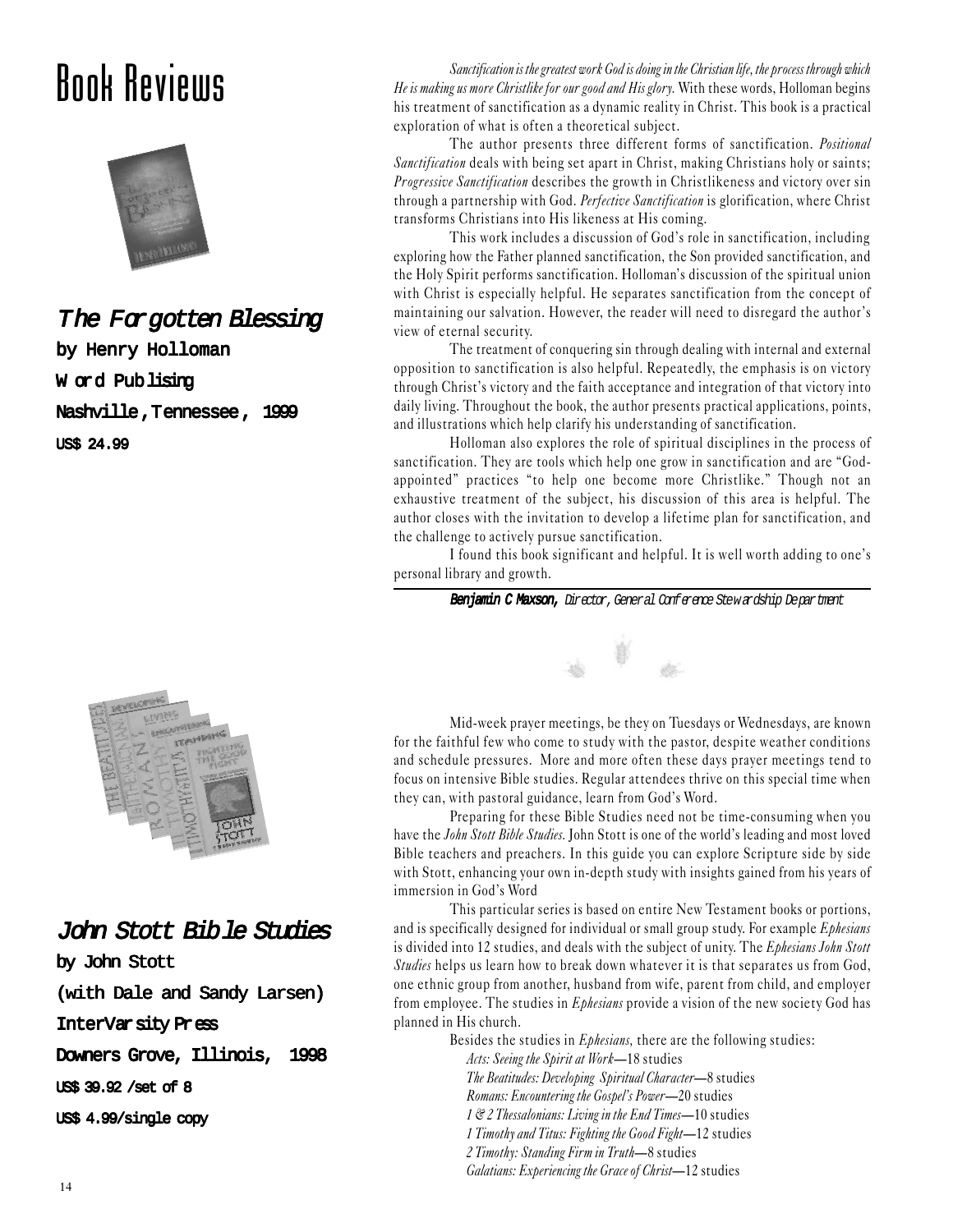# Book Reviews

## *The Forgotten Blessing*

**by Henry Holloman**

**Word Publising**

**Nashville, Tennessee, 1999**

**US$ 24.99**

*Sanctification is the greatest work God is doing in the Christian life, the process through which He is making us more Christlike for our good and His glory.* With these words, Holloman begins his treatment of sanctification as a dynamic reality in Christ. This book is a practical exploration of what is often a theoretical subject.

The author presents three different forms of sanctification. *Positional Sanctification* deals with being set apart in Christ, making Christians holy or saints; *Progressive Sanctification* describes the growth in Christlikeness and victory over sin through a partnership with God. *Perfective Sanctification* is glorification, where Christ transforms Christians into His likeness at His coming.

This work includes a discussion of God's role in sanctification, including exploring how the Father planned sanctification, the Son provided sanctification, and the Holy Spirit performs sanctification. Holloman's discussion of the spiritual union with Christ is especially helpful. He separates sanctification from the concept of maintaining our salvation. However, the reader will need to disregard the author's view of eternal security.

The treatment of conquering sin through dealing with internal and external opposition to sanctification is also helpful. Repeatedly, the emphasis is on victory through Christ's victory and the faith acceptance and integration of that victory into daily living. Throughout the book, the author presents practical applications, points, and illustrations which help clarify his understanding of sanctification.

Holloman also explores the role of spiritual disciplines in the process of sanctification. They are tools which help one grow in sanctification and are "God-appointed" practices "to help one become more Christlike." Though not an exhaustive treatment of the subject, his discussion of this area is helpful. The author closes with the invitation to develop a lifetime plan for sanctification, and the challenge to actively pursue sanctification.

I found this book significant and helpful. It is well worth adding to one's personal library and growth.

***Benjamin C Maxson,** Director, General Conference Stewardship Department*

---

## *John Stott Bible Studies*

**by John Stott**

**(with Dale and Sandy Larsen)**

**InterVarsity Press**

**Downers Grove, Illinois, 1998**

**US$ 39.92 /set of 8**

**US$ 4.99/single copy**

Mid-week prayer meetings, be they on Tuesdays or Wednesdays, are known for the faithful few who come to study with the pastor, despite weather conditions and schedule pressures. More and more often these days prayer meetings tend to focus on intensive Bible studies. Regular attendees thrive on this special time when they can, with pastoral guidance, learn from God's Word.

Preparing for these Bible Studies need not be time-consuming when you have the *John Stott Bible Studies*. John Stott is one of the world's leading and most loved Bible teachers and preachers. In this guide you can explore Scripture side by side with Stott, enhancing your own in-depth study with insights gained from his years of immersion in God's Word

This particular series is based on entire New Testament books or portions, and is specifically designed for individual or small group study. For example *Ephesians* is divided into 12 studies, and deals with the subject of unity. The *Ephesians John Stott Studies* helps us learn how to break down whatever it is that separates us from God, one ethnic group from another, husband from wife, parent from child, and employer from employee. The studies in *Ephesians* provide a vision of the new society God has planned in His church.

Besides the studies in *Ephesians,* there are the following studies:

*Acts: Seeing the Spirit at Work*—18 studies
*The Beatitudes: Developing Spiritual Character*—8 studies
*Romans: Encountering the Gospel's Power*—20 studies
*1 & 2 Thessalonians: Living in the End Times*—10 studies
*1 Timothy and Titus: Fighting the Good Fight*—12 studies
*2 Timothy: Standing Firm in Truth*—8 studies
*Galatians: Experiencing the Grace of Christ*—12 studies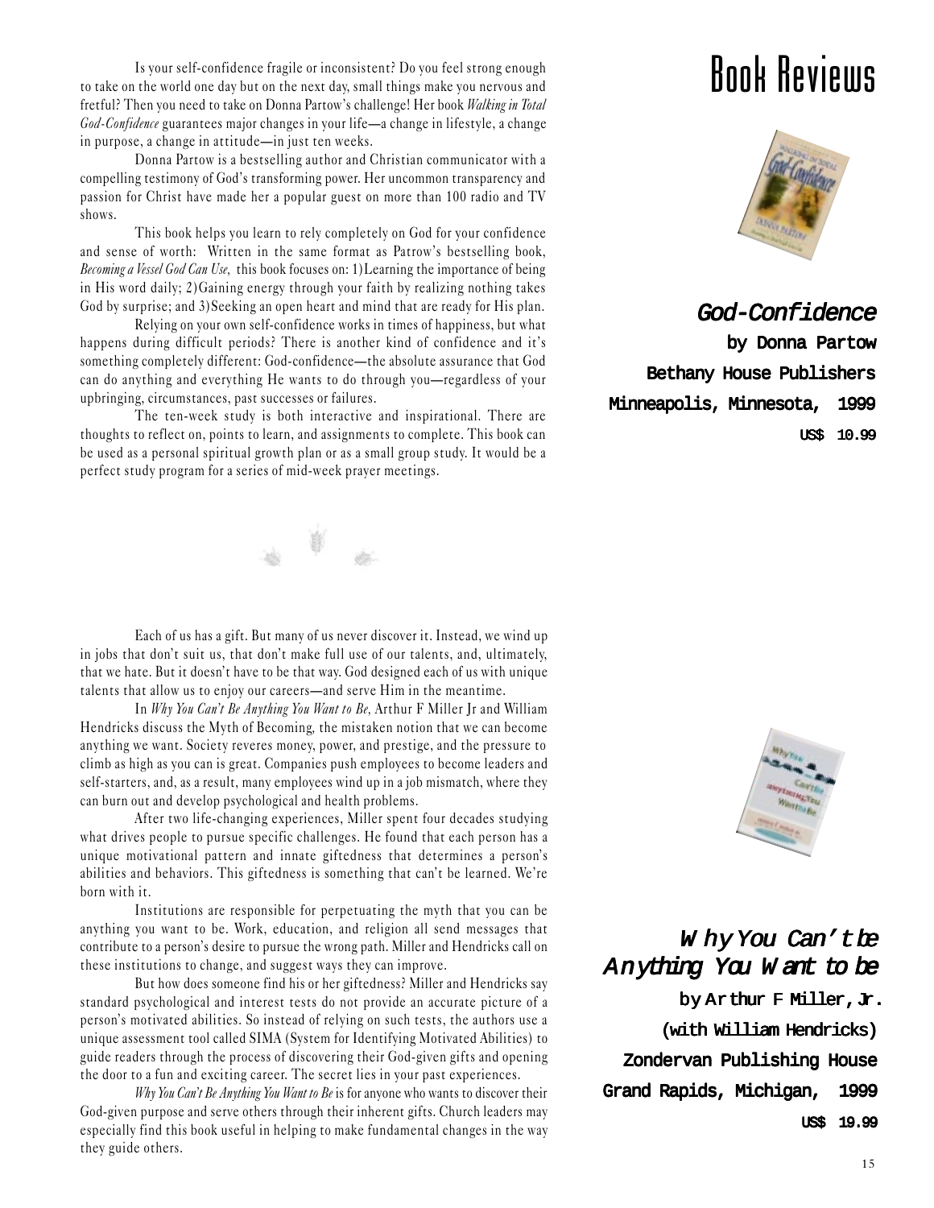# Book Reviews

## *God-Confidence*

**by Donna Partow**
**Bethany House Publishers**
**Minneapolis, Minnesota, 1999**
**US$ 10.99**

Is your self-confidence fragile or inconsistent? Do you feel strong enough to take on the world one day but on the next day, small things make you nervous and fretful? Then you need to take on Donna Partow's challenge! Her book *Walking in Total God-Confidence* guarantees major changes in your life—a change in lifestyle, a change in purpose, a change in attitude—in just ten weeks.

Donna Partow is a bestselling author and Christian communicator with a compelling testimony of God's transforming power. Her uncommon transparency and passion for Christ have made her a popular guest on more than 100 radio and TV shows.

This book helps you learn to rely completely on God for your confidence and sense of worth: Written in the same format as Patrow's bestselling book, *Becoming a Vessel God Can Use*, this book focuses on: 1) Learning the importance of being in His word daily; 2) Gaining energy through your faith by realizing nothing takes God by surprise; and 3) Seeking an open heart and mind that are ready for His plan.

Relying on your own self-confidence works in times of happiness, but what happens during difficult periods? There is another kind of confidence and it's something completely different: God-confidence—the absolute assurance that God can do anything and everything He wants to do through you—regardless of your upbringing, circumstances, past successes or failures.

The ten-week study is both interactive and inspirational. There are thoughts to reflect on, points to learn, and assignments to complete. This book can be used as a personal spiritual growth plan or as a small group study. It would be a perfect study program for a series of mid-week prayer meetings.

## *Why You Can't be Anything You Want to be*

**by Arthur F Miller, Jr.**
**(with William Hendricks)**
**Zondervan Publishing House**
**Grand Rapids, Michigan, 1999**
**US$ 19.99**

Each of us has a gift. But many of us never discover it. Instead, we wind up in jobs that don't suit us, that don't make full use of our talents, and, ultimately, that we hate. But it doesn't have to be that way. God designed each of us with unique talents that allow us to enjoy our careers—and serve Him in the meantime.

In *Why You Can't Be Anything You Want to Be*, Arthur F Miller Jr and William Hendricks discuss the Myth of Becoming, the mistaken notion that we can become anything we want. Society reveres money, power, and prestige, and the pressure to climb as high as you can is great. Companies push employees to become leaders and self-starters, and, as a result, many employees wind up in a job mismatch, where they can burn out and develop psychological and health problems.

After two life-changing experiences, Miller spent four decades studying what drives people to pursue specific challenges. He found that each person has a unique motivational pattern and innate giftedness that determines a person's abilities and behaviors. This giftedness is something that can't be learned. We're born with it.

Institutions are responsible for perpetuating the myth that you can be anything you want to be. Work, education, and religion all send messages that contribute to a person's desire to pursue the wrong path. Miller and Hendricks call on these institutions to change, and suggest ways they can improve.

But how does someone find his or her giftedness? Miller and Hendricks say standard psychological and interest tests do not provide an accurate picture of a person's motivated abilities. So instead of relying on such tests, the authors use a unique assessment tool called SIMA (System for Identifying Motivated Abilities) to guide readers through the process of discovering their God-given gifts and opening the door to a fun and exciting career. The secret lies in your past experiences.

*Why You Can't Be Anything You Want to Be* is for anyone who wants to discover their God-given purpose and serve others through their inherent gifts. Church leaders may especially find this book useful in helping to make fundamental changes in the way they guide others.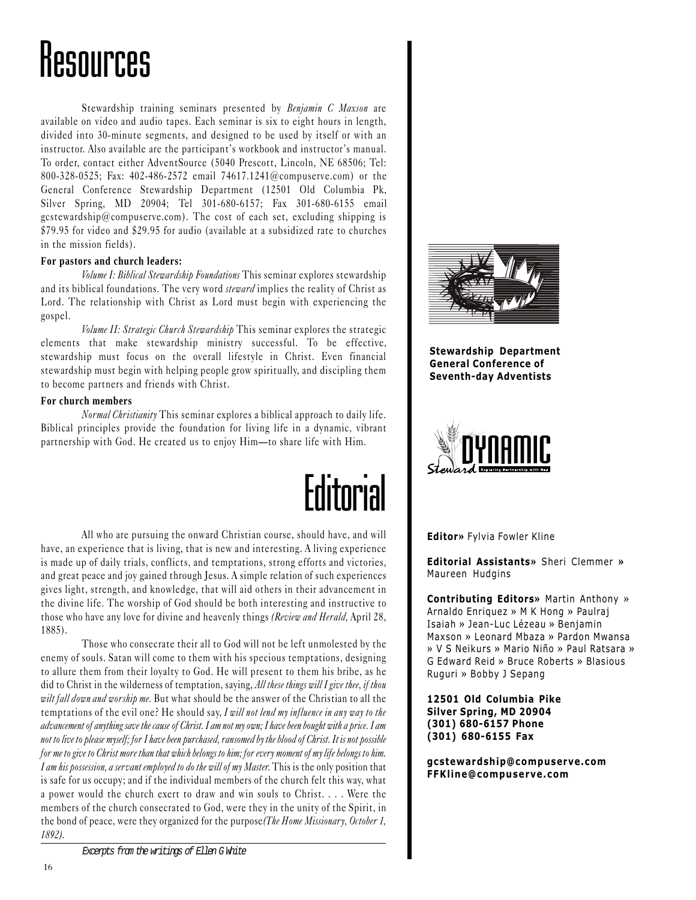# Resources

Stewardship training seminars presented by *Benjamin C Maxson* are available on video and audio tapes. Each seminar is six to eight hours in length, divided into 30-minute segments, and designed to be used by itself or with an instructor. Also available are the participant's workbook and instructor's manual. To order, contact either AdventSource (5040 Prescott, Lincoln, NE 68506; Tel: 800-328-0525; Fax: 402-486-2572 email 74617.1241@compuserve.com) or the General Conference Stewardship Department (12501 Old Columbia Pk, Silver Spring, MD 20904; Tel 301-680-6157; Fax 301-680-6155 email gcstewardship@compuserve.com). The cost of each set, excluding shipping is $79.95 for video and $29.95 for audio (available at a subsidized rate to churches in the mission fields).

**For pastors and church leaders:**

*Volume I: Biblical Stewardship Foundations* This seminar explores stewardship and its biblical foundations. The very word *steward* implies the reality of Christ as Lord. The relationship with Christ as Lord must begin with experiencing the gospel.

*Volume II: Strategic Church Stewardship* This seminar explores the strategic elements that make stewardship ministry successful. To be effective, stewardship must focus on the overall lifestyle in Christ. Even financial stewardship must begin with helping people grow spiritually, and discipling them to become partners and friends with Christ.

**For church members**

*Normal Christianity* This seminar explores a biblical approach to daily life. Biblical principles provide the foundation for living life in a dynamic, vibrant partnership with God. He created us to enjoy Him—to share life with Him.

# Editorial

All who are pursuing the onward Christian course, should have, and will have, an experience that is living, that is new and interesting. A living experience is made up of daily trials, conflicts, and temptations, strong efforts and victories, and great peace and joy gained through Jesus. A simple relation of such experiences gives light, strength, and knowledge, that will aid others in their advancement in the divine life. The worship of God should be both interesting and instructive to those who have any love for divine and heavenly things *(Review and Herald,* April 28, 1885).

Those who consecrate their all to God will not be left unmolested by the enemy of souls. Satan will come to them with his specious temptations, designing to allure them from their loyalty to God. He will present to them his bribe, as he did to Christ in the wilderness of temptation, saying, *All these things will I give thee, if thou wilt fall down and worship me.* But what should be the answer of the Christian to all the temptations of the evil one? He should say, *I will not lend my influence in any way to the advancement of anything save the cause of Christ. I am not my own; I have been bought with a price. I am not to live to please myself; for I have been purchased, ransomed by the blood of Christ. It is not possible for me to give to Christ more than that which belongs to him; for every moment of my life belongs to him. I am his possession, a servant employed to do the will of my Master.* This is the only position that is safe for us occupy; and if the individual members of the church felt this way, what a power would the church exert to draw and win souls to Christ. . . . Were the members of the church consecrated to God, were they in the unity of the Spirit, in the bond of peace, were they organized for the purpose*(The Home Missionary, October 1, 1892).*

*Excerpts from the writings of Ellen G White*

**Stewardship Department**
**General Conference of**
**Seventh-day Adventists**

DYNAMIC Steward — Exploring Partnership with God

**Editor»** Fylvia Fowler Kline

**Editorial Assistants»** Sheri Clemmer **»** Maureen Hudgins

**Contributing Editors»** Martin Anthony » Arnaldo Enriquez » M K Hong » Paulraj Isaiah » Jean-Luc Lézeau » Benjamin Maxson » Leonard Mbaza » Pardon Mwansa » V S Neikurs » Mario Niño » Paul Ratsara » G Edward Reid » Bruce Roberts » Blasious Ruguri » Bobby J Sepang

**12501 Old Columbia Pike**
**Silver Spring, MD 20904**
**(301) 680-6157 Phone**
**(301) 680-6155 Fax**

**gcstewardship@compuserve.com**
**FFKline@compuserve.com**